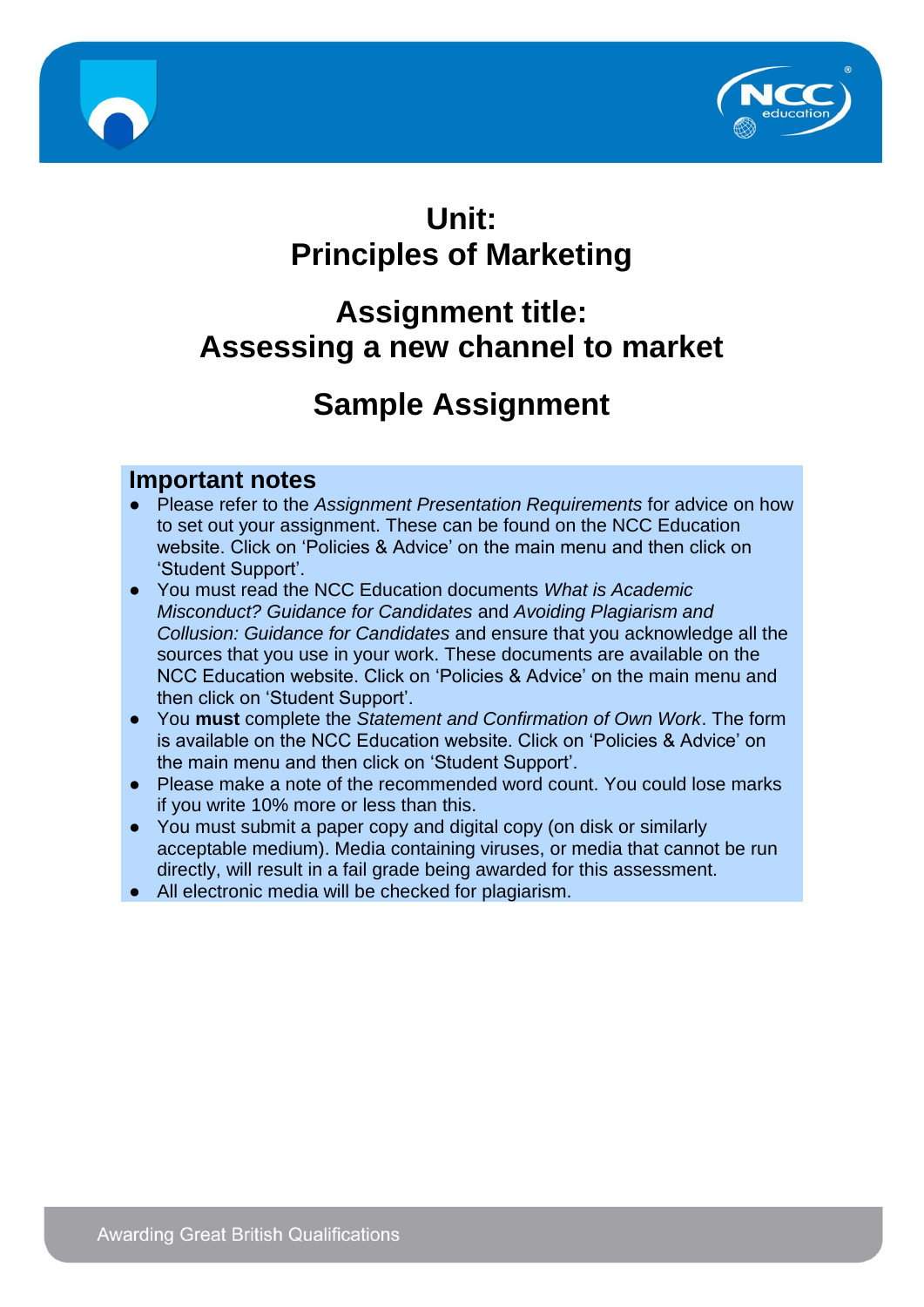# Unit:
# Principles of Marketing

## Assignment title:
## Assessing a new channel to market

## Sample Assignment

### Important notes

- Please refer to the *Assignment Presentation Requirements* for advice on how to set out your assignment. These can be found on the NCC Education website. Click on 'Policies & Advice' on the main menu and then click on 'Student Support'.
- You must read the NCC Education documents *What is Academic Misconduct? Guidance for Candidates* and *Avoiding Plagiarism and Collusion: Guidance for Candidates* and ensure that you acknowledge all the sources that you use in your work. These documents are available on the NCC Education website. Click on 'Policies & Advice' on the main menu and then click on 'Student Support'.
- You **must** complete the *Statement and Confirmation of Own Work*. The form is available on the NCC Education website. Click on 'Policies & Advice' on the main menu and then click on 'Student Support'.
- Please make a note of the recommended word count. You could lose marks if you write 10% more or less than this.
- You must submit a paper copy and digital copy (on disk or similarly acceptable medium). Media containing viruses, or media that cannot be run directly, will result in a fail grade being awarded for this assessment.
- All electronic media will be checked for plagiarism.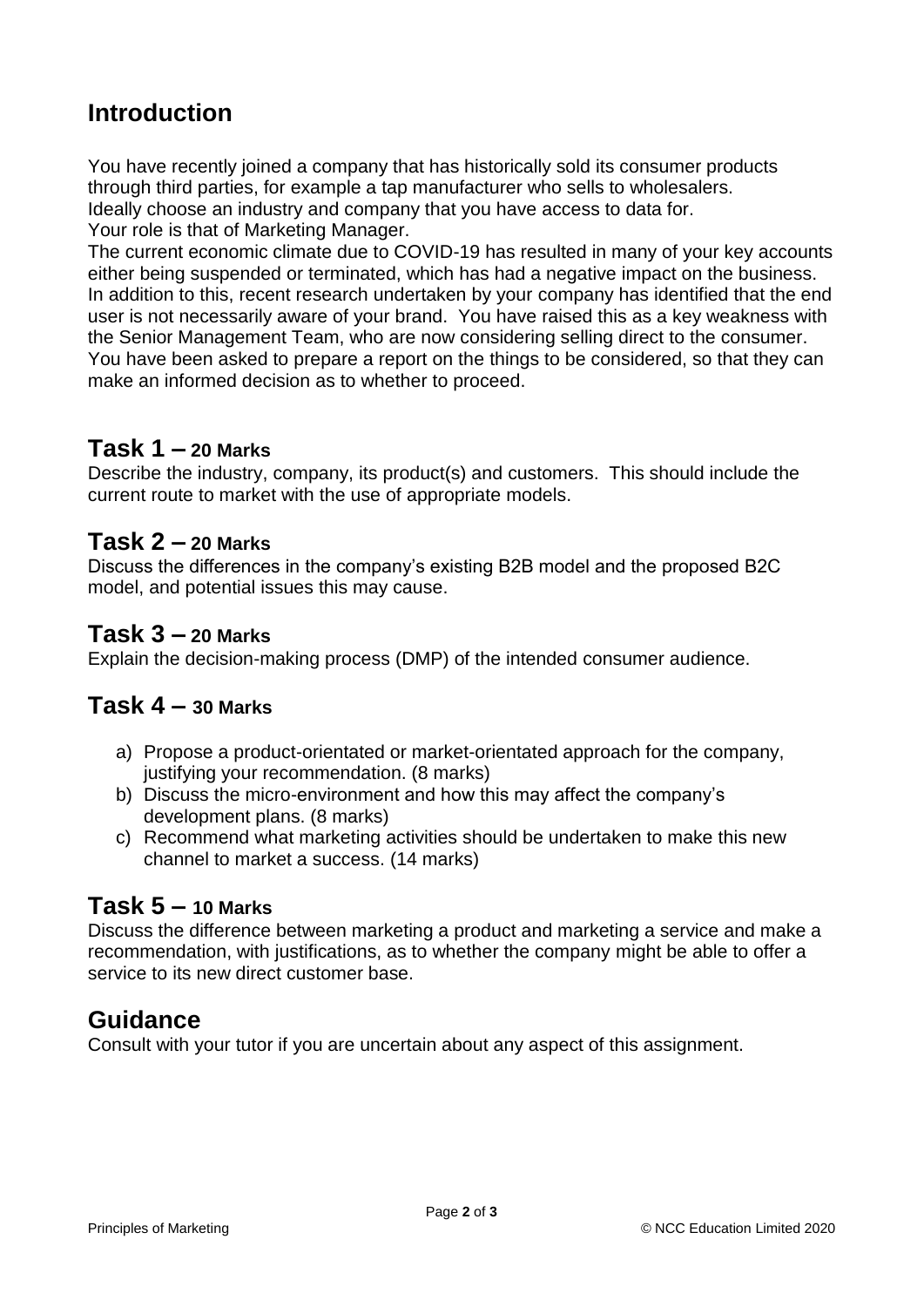## Introduction

You have recently joined a company that has historically sold its consumer products through third parties, for example a tap manufacturer who sells to wholesalers.
Ideally choose an industry and company that you have access to data for.
Your role is that of Marketing Manager.
The current economic climate due to COVID-19 has resulted in many of your key accounts either being suspended or terminated, which has had a negative impact on the business. In addition to this, recent research undertaken by your company has identified that the end user is not necessarily aware of your brand. You have raised this as a key weakness with the Senior Management Team, who are now considering selling direct to the consumer. You have been asked to prepare a report on the things to be considered, so that they can make an informed decision as to whether to proceed.

## Task 1 – 20 Marks

Describe the industry, company, its product(s) and customers. This should include the current route to market with the use of appropriate models.

## Task 2 – 20 Marks

Discuss the differences in the company's existing B2B model and the proposed B2C model, and potential issues this may cause.

## Task 3 – 20 Marks

Explain the decision-making process (DMP) of the intended consumer audience.

## Task 4 – 30 Marks

a) Propose a product-orientated or market-orientated approach for the company, justifying your recommendation. (8 marks)
b) Discuss the micro-environment and how this may affect the company's development plans. (8 marks)
c) Recommend what marketing activities should be undertaken to make this new channel to market a success. (14 marks)

## Task 5 – 10 Marks

Discuss the difference between marketing a product and marketing a service and make a recommendation, with justifications, as to whether the company might be able to offer a service to its new direct customer base.

## Guidance

Consult with your tutor if you are uncertain about any aspect of this assignment.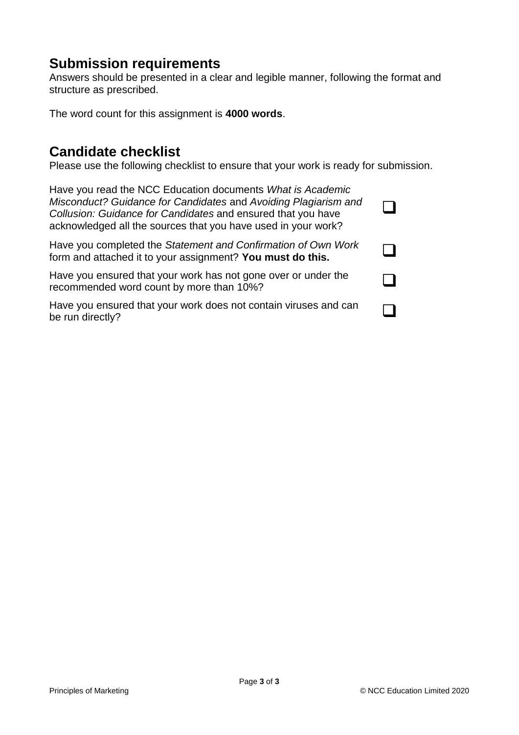## Submission requirements

Answers should be presented in a clear and legible manner, following the format and structure as prescribed.

The word count for this assignment is **4000 words**.

## Candidate checklist

Please use the following checklist to ensure that your work is ready for submission.

| | |
|---|---|
| Have you read the NCC Education documents *What is Academic Misconduct? Guidance for Candidates* and *Avoiding Plagiarism and Collusion: Guidance for Candidates* and ensured that you have acknowledged all the sources that you have used in your work? | ☐ |
| Have you completed the *Statement and Confirmation of Own Work* form and attached it to your assignment? **You must do this.** | ☐ |
| Have you ensured that your work has not gone over or under the recommended word count by more than 10%? | ☐ |
| Have you ensured that your work does not contain viruses and can be run directly? | ☐ |